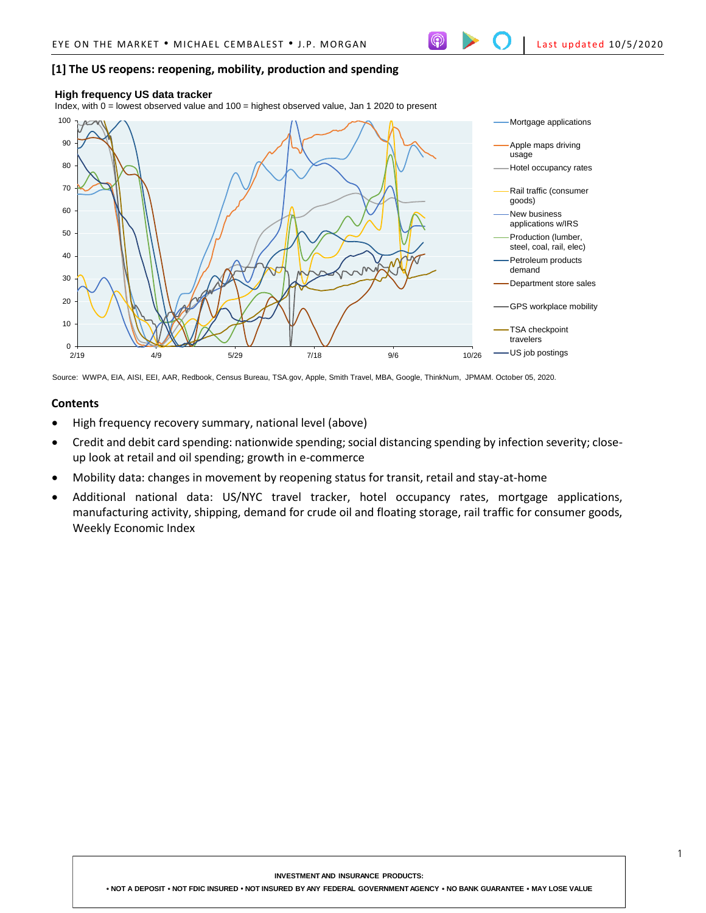## [1] The US reopens: reopening, mobility, production and spending

**High frequency US data tracker**

Index, with 0 = lowest observed value and 100 = highest observed value, Jan 1 2020 to present

Legend: Mortgage applications; Apple maps driving usage; Hotel occupancy rates; Rail traffic (consumer goods); New business applications w/IRS; Production (lumber, steel, coal, rail, elec); Petroleum products demand; Department store sales; GPS workplace mobility; TSA checkpoint travelers; US job postings

Source: WWPA, EIA, AISI, EEI, AAR, Redbook, Census Bureau, TSA.gov, Apple, Smith Travel, MBA, Google, ThinkNum, JPMAM. October 05, 2020.

### Contents

- High frequency recovery summary, national level (above)
- Credit and debit card spending: nationwide spending; social distancing spending by infection severity; close-up look at retail and oil spending; growth in e-commerce
- Mobility data: changes in movement by reopening status for transit, retail and stay-at-home
- Additional national data: US/NYC travel tracker, hotel occupancy rates, mortgage applications, manufacturing activity, shipping, demand for crude oil and floating storage, rail traffic for consumer goods, Weekly Economic Index

INVESTMENT AND INSURANCE PRODUCTS:

• NOT A DEPOSIT • NOT FDIC INSURED • NOT INSURED BY ANY FEDERAL GOVERNMENT AGENCY • NO BANK GUARANTEE • MAY LOSE VALUE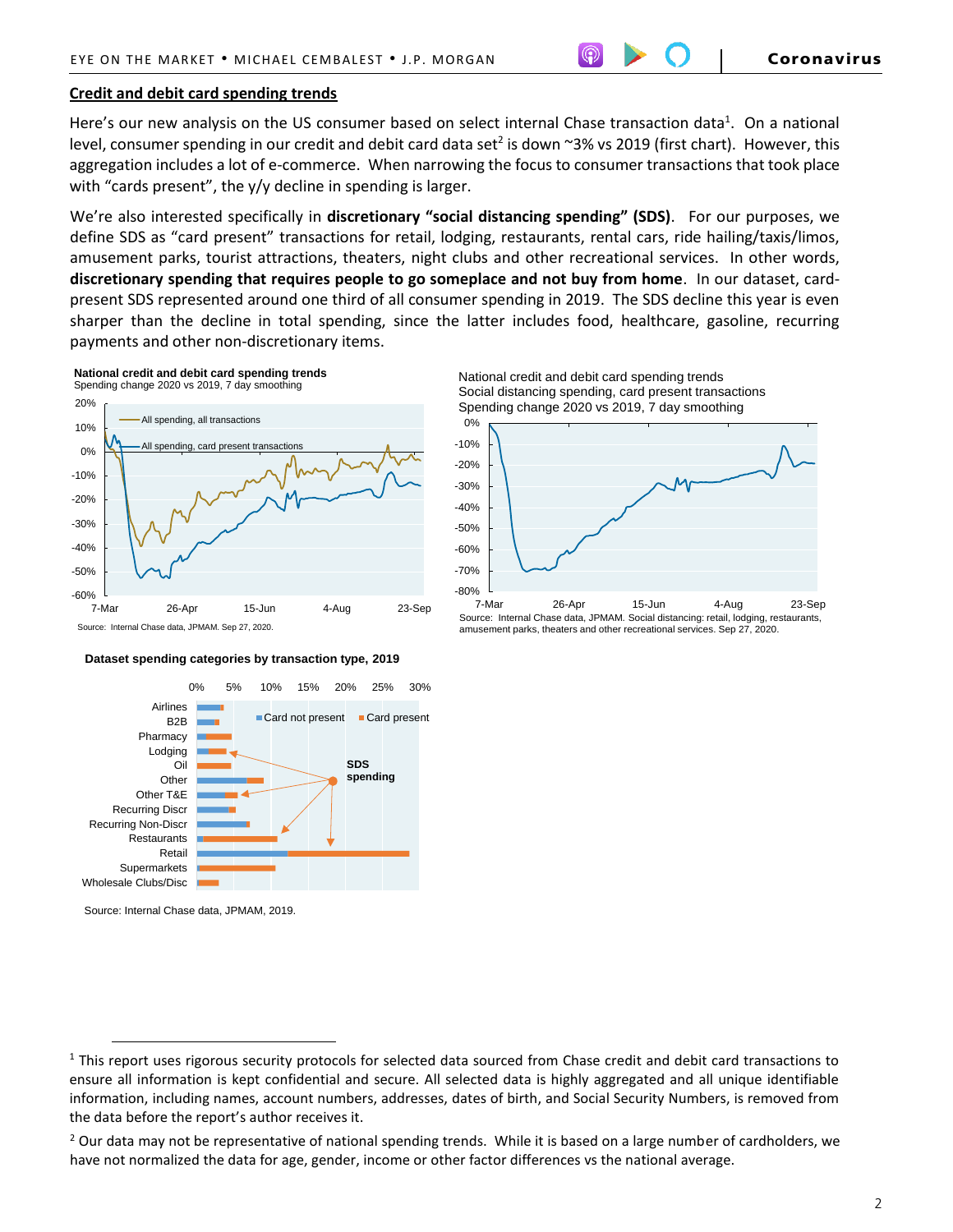## Credit and debit card spending trends

Here's our new analysis on the US consumer based on select internal Chase transaction data[1]. On a national level, consumer spending in our credit and debit card data set[2] is down ~3% vs 2019 (first chart). However, this aggregation includes a lot of e-commerce. When narrowing the focus to consumer transactions that took place with "cards present", the y/y decline in spending is larger.

We're also interested specifically in **discretionary "social distancing spending" (SDS)**. For our purposes, we define SDS as "card present" transactions for retail, lodging, restaurants, rental cars, ride hailing/taxis/limos, amusement parks, tourist attractions, theaters, night clubs and other recreational services. In other words, **discretionary spending that requires people to go someplace and not buy from home**. In our dataset, card-present SDS represented around one third of all consumer spending in 2019. The SDS decline this year is even sharper than the decline in total spending, since the latter includes food, healthcare, gasoline, recurring payments and other non-discretionary items.

**National credit and debit card spending trends**
Spending change 2020 vs 2019, 7 day smoothing

Source: Internal Chase data, JPMAM. Sep 27, 2020.

National credit and debit card spending trends
Social distancing spending, card present transactions
Spending change 2020 vs 2019, 7 day smoothing

Source: Internal Chase data, JPMAM. Social distancing: retail, lodging, restaurants, amusement parks, theaters and other recreational services. Sep 27, 2020.

**Dataset spending categories by transaction type, 2019**

Source: Internal Chase data, JPMAM, 2019.

---

[1] This report uses rigorous security protocols for selected data sourced from Chase credit and debit card transactions to ensure all information is kept confidential and secure. All selected data is highly aggregated and all unique identifiable information, including names, account numbers, addresses, dates of birth, and Social Security Numbers, is removed from the data before the report's author receives it.

[2] Our data may not be representative of national spending trends. While it is based on a large number of cardholders, we have not normalized the data for age, gender, income or other factor differences vs the national average.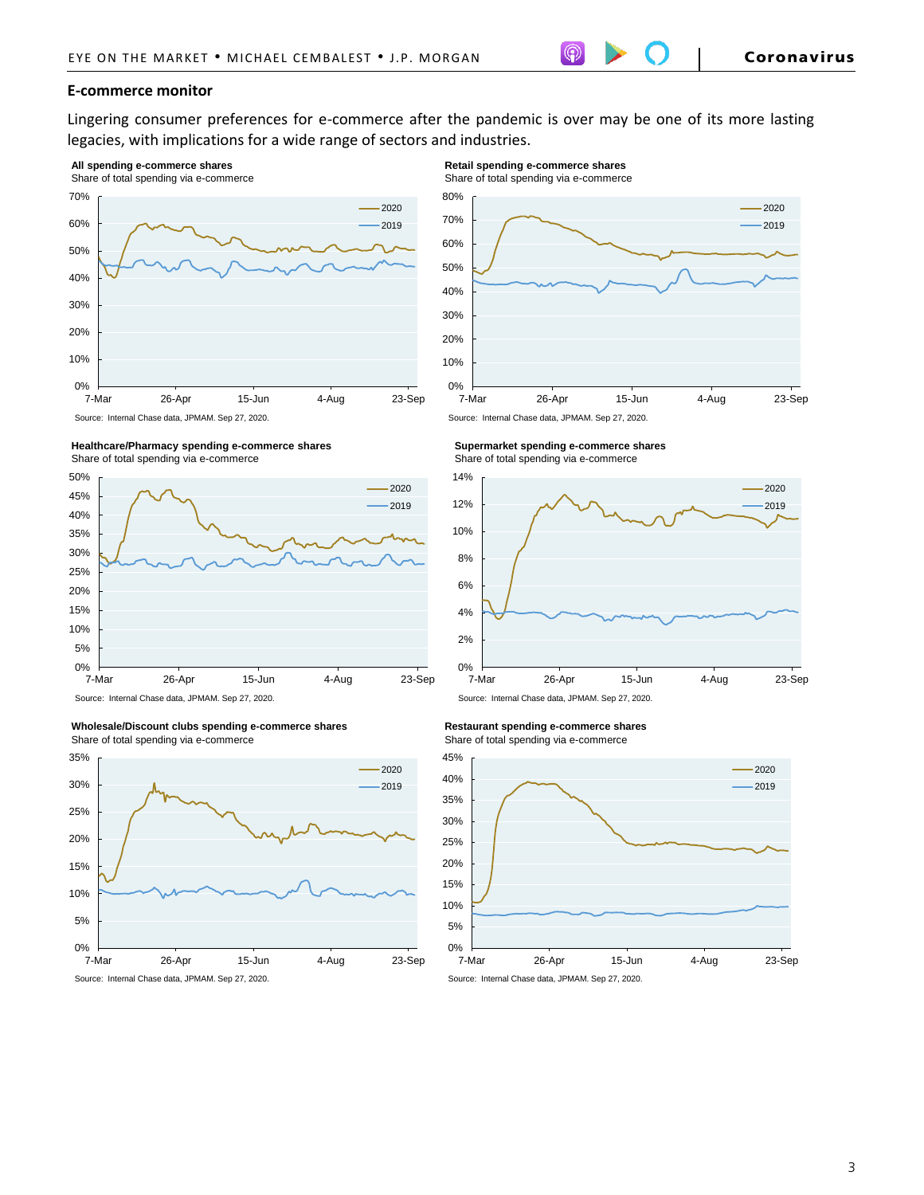## E-commerce monitor

Lingering consumer preferences for e-commerce after the pandemic is over may be one of its more lasting legacies, with implications for a wide range of sectors and industries.

**All spending e-commerce shares**
Share of total spending via e-commerce

Source: Internal Chase data, JPMAM. Sep 27, 2020.

**Retail spending e-commerce shares**
Share of total spending via e-commerce

Source: Internal Chase data, JPMAM. Sep 27, 2020.

**Healthcare/Pharmacy spending e-commerce shares**
Share of total spending via e-commerce

Source: Internal Chase data, JPMAM. Sep 27, 2020.

**Supermarket spending e-commerce shares**
Share of total spending via e-commerce

Source: Internal Chase data, JPMAM. Sep 27, 2020.

**Wholesale/Discount clubs spending e-commerce shares**
Share of total spending via e-commerce

Source: Internal Chase data, JPMAM. Sep 27, 2020.

**Restaurant spending e-commerce shares**
Share of total spending via e-commerce

Source: Internal Chase data, JPMAM. Sep 27, 2020.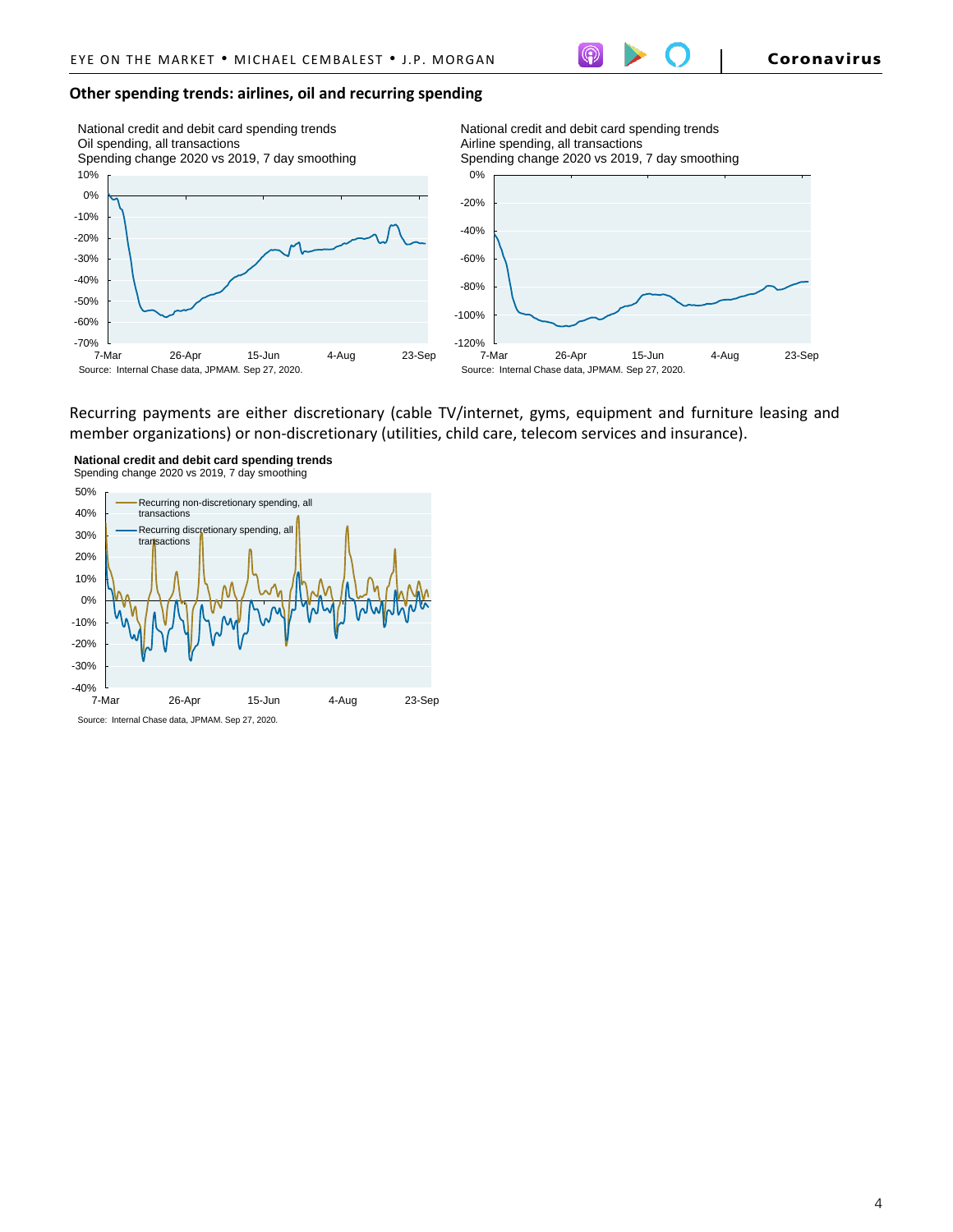## Other spending trends: airlines, oil and recurring spending

National credit and debit card spending trends
Oil spending, all transactions
Spending change 2020 vs 2019, 7 day smoothing

Source: Internal Chase data, JPMAM. Sep 27, 2020.

National credit and debit card spending trends
Airline spending, all transactions
Spending change 2020 vs 2019, 7 day smoothing

Source: Internal Chase data, JPMAM. Sep 27, 2020.

Recurring payments are either discretionary (cable TV/internet, gyms, equipment and furniture leasing and member organizations) or non-discretionary (utilities, child care, telecom services and insurance).

**National credit and debit card spending trends**
Spending change 2020 vs 2019, 7 day smoothing

Source: Internal Chase data, JPMAM. Sep 27, 2020.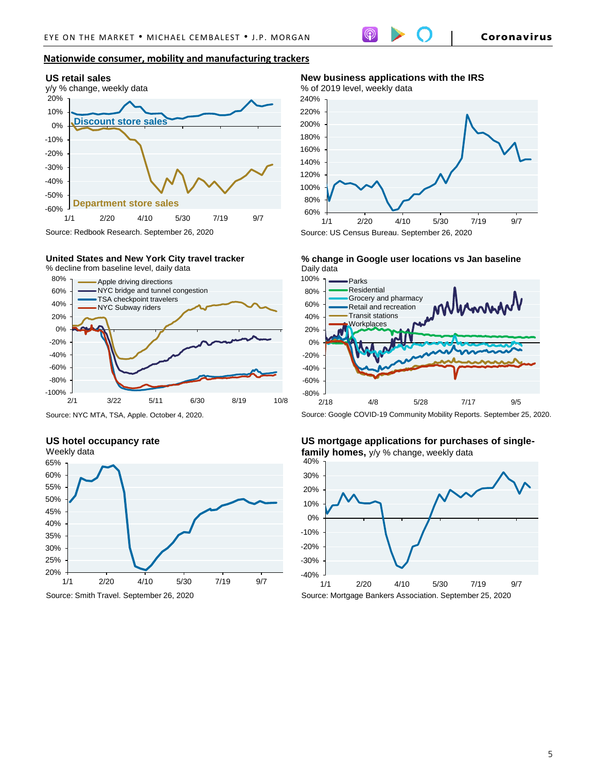## Nationwide consumer, mobility and manufacturing trackers

### US retail sales
y/y % change, weekly data

Discount store sales

Department store sales

Source: Redbook Research. September 26, 2020

### New business applications with the IRS
% of 2019 level, weekly data

Source: US Census Bureau. September 26, 2020

### United States and New York City travel tracker
% decline from baseline level, daily data

Apple driving directions
NYC bridge and tunnel congestion
TSA checkpoint travelers
NYC Subway riders

Source: NYC MTA, TSA, Apple. October 4, 2020.

### % change in Google user locations vs Jan baseline
Daily data

Parks
Residential
Grocery and pharmacy
Retail and recreation
Transit stations
Workplaces

Source: Google COVID-19 Community Mobility Reports. September 25, 2020.

### US hotel occupancy rate
Weekly data

Source: Smith Travel. September 26, 2020

### US mortgage applications for purchases of single-family homes, y/y % change, weekly data

Source: Mortgage Bankers Association. September 25, 2020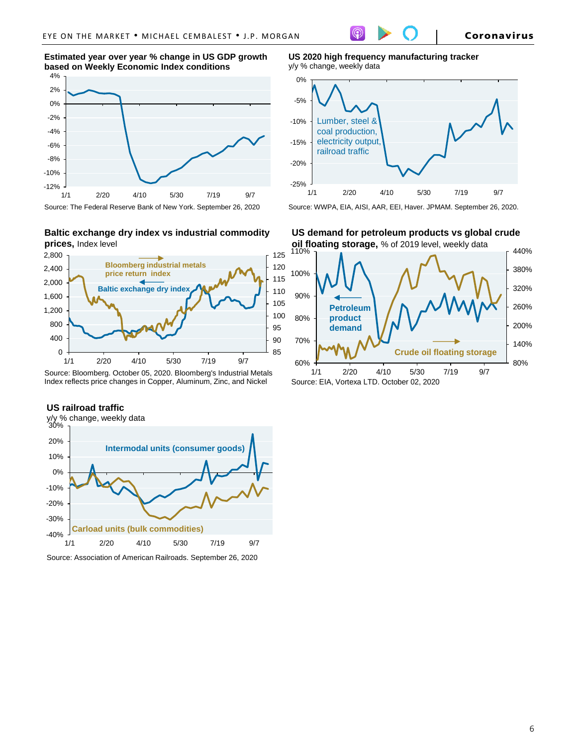**Estimated year over year % change in US GDP growth based on Weekly Economic Index conditions**

Source: The Federal Reserve Bank of New York. September 26, 2020

**US 2020 high frequency manufacturing tracker**
y/y % change, weekly data

Lumber, steel & coal production, electricity output, railroad traffic

Source: WWPA, EIA, AISI, AAR, EEI, Haver. JPMAM. September 26, 2020.

**Baltic exchange dry index vs industrial commodity prices,** Index level

Bloomberg industrial metals price return index

Baltic exchange dry index

Source: Bloomberg. October 05, 2020. Bloomberg's Industrial Metals Index reflects price changes in Copper, Aluminum, Zinc, and Nickel

**US demand for petroleum products vs global crude oil floating storage,** % of 2019 level, weekly data

Petroleum product demand

Crude oil floating storage

Source: EIA, Vortexa LTD. October 02, 2020

**US railroad traffic**
y/y % change, weekly data

Intermodal units (consumer goods)

Carload units (bulk commodities)

Source: Association of American Railroads. September 26, 2020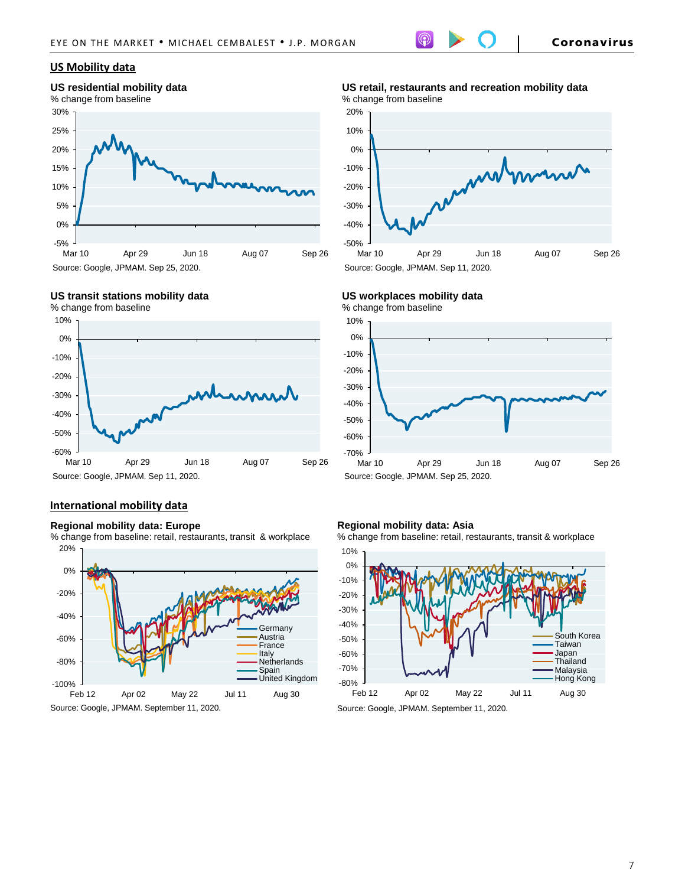## US Mobility data

### US residential mobility data

% change from baseline

Source: Google, JPMAM. Sep 25, 2020.

### US retail, restaurants and recreation mobility data

% change from baseline

Source: Google, JPMAM. Sep 11, 2020.

### US transit stations mobility data

% change from baseline

Source: Google, JPMAM. Sep 11, 2020.

### US workplaces mobility data

% change from baseline

Source: Google, JPMAM. Sep 25, 2020.

## International mobility data

### Regional mobility data: Europe

% change from baseline: retail, restaurants, transit & workplace

Source: Google, JPMAM. September 11, 2020.

### Regional mobility data: Asia

% change from baseline: retail, restaurants, transit & workplace

Source: Google, JPMAM. September 11, 2020.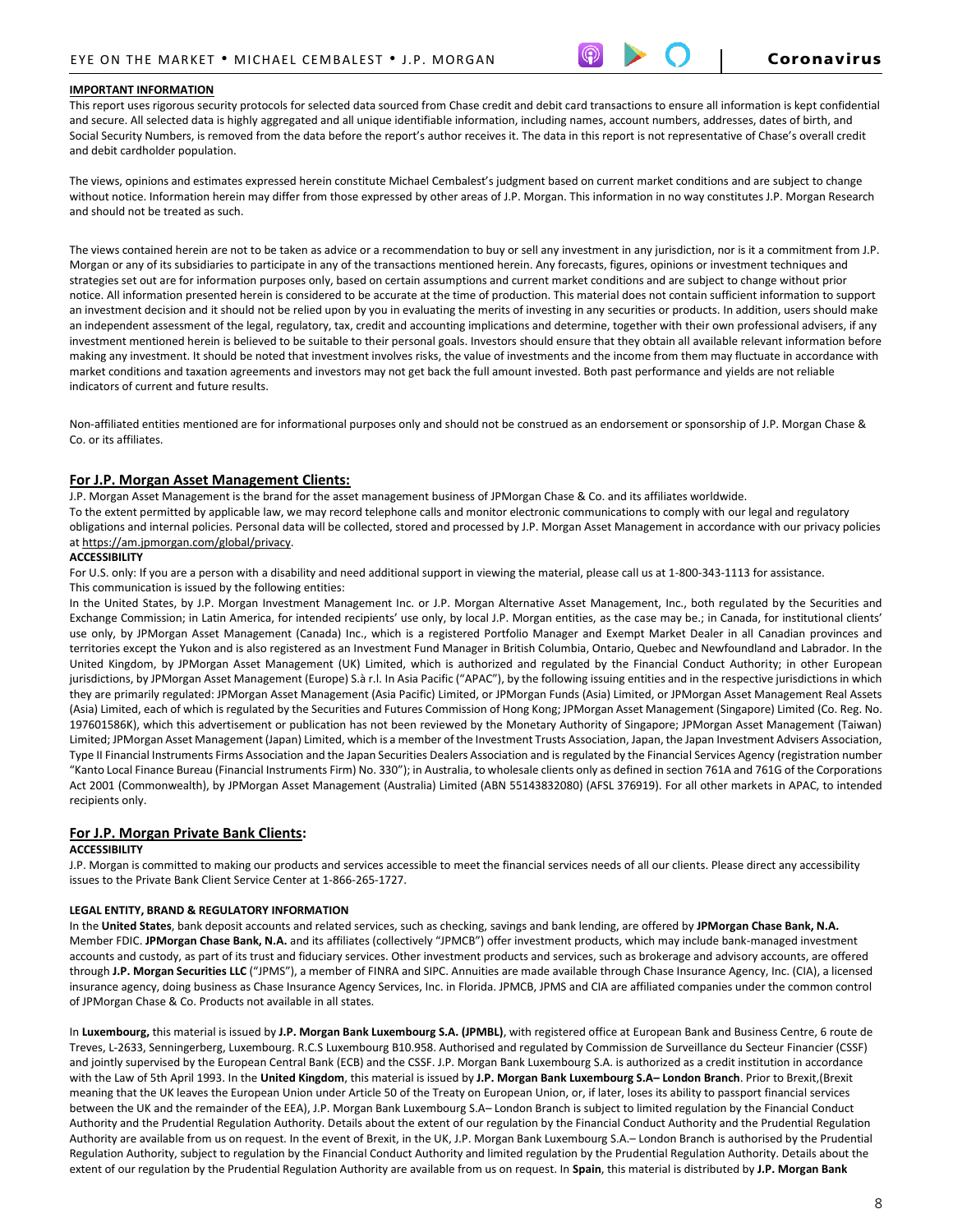**IMPORTANT INFORMATION**

This report uses rigorous security protocols for selected data sourced from Chase credit and debit card transactions to ensure all information is kept confidential and secure. All selected data is highly aggregated and all unique identifiable information, including names, account numbers, addresses, dates of birth, and Social Security Numbers, is removed from the data before the report's author receives it. The data in this report is not representative of Chase's overall credit and debit cardholder population.

The views, opinions and estimates expressed herein constitute Michael Cembalest's judgment based on current market conditions and are subject to change without notice. Information herein may differ from those expressed by other areas of J.P. Morgan. This information in no way constitutes J.P. Morgan Research and should not be treated as such.

The views contained herein are not to be taken as advice or a recommendation to buy or sell any investment in any jurisdiction, nor is it a commitment from J.P. Morgan or any of its subsidiaries to participate in any of the transactions mentioned herein. Any forecasts, figures, opinions or investment techniques and strategies set out are for information purposes only, based on certain assumptions and current market conditions and are subject to change without prior notice. All information presented herein is considered to be accurate at the time of production. This material does not contain sufficient information to support an investment decision and it should not be relied upon by you in evaluating the merits of investing in any securities or products. In addition, users should make an independent assessment of the legal, regulatory, tax, credit and accounting implications and determine, together with their own professional advisers, if any investment mentioned herein is believed to be suitable to their personal goals. Investors should ensure that they obtain all available relevant information before making any investment. It should be noted that investment involves risks, the value of investments and the income from them may fluctuate in accordance with market conditions and taxation agreements and investors may not get back the full amount invested. Both past performance and yields are not reliable indicators of current and future results.

Non-affiliated entities mentioned are for informational purposes only and should not be construed as an endorsement or sponsorship of J.P. Morgan Chase & Co. or its affiliates.

## For J.P. Morgan Asset Management Clients:

J.P. Morgan Asset Management is the brand for the asset management business of JPMorgan Chase & Co. and its affiliates worldwide.
To the extent permitted by applicable law, we may record telephone calls and monitor electronic communications to comply with our legal and regulatory obligations and internal policies. Personal data will be collected, stored and processed by J.P. Morgan Asset Management in accordance with our privacy policies at https://am.jpmorgan.com/global/privacy.

**ACCESSIBILITY**

For U.S. only: If you are a person with a disability and need additional support in viewing the material, please call us at 1-800-343-1113 for assistance.
This communication is issued by the following entities:
In the United States, by J.P. Morgan Investment Management Inc. or J.P. Morgan Alternative Asset Management, Inc., both regulated by the Securities and Exchange Commission; in Latin America, for intended recipients' use only, by local J.P. Morgan entities, as the case may be.; in Canada, for institutional clients' use only, by JPMorgan Asset Management (Canada) Inc., which is a registered Portfolio Manager and Exempt Market Dealer in all Canadian provinces and territories except the Yukon and is also registered as an Investment Fund Manager in British Columbia, Ontario, Quebec and Newfoundland and Labrador. In the United Kingdom, by JPMorgan Asset Management (UK) Limited, which is authorized and regulated by the Financial Conduct Authority; in other European jurisdictions, by JPMorgan Asset Management (Europe) S.à r.l. In Asia Pacific ("APAC"), by the following issuing entities and in the respective jurisdictions in which they are primarily regulated: JPMorgan Asset Management (Asia Pacific) Limited, or JPMorgan Funds (Asia) Limited, or JPMorgan Asset Management Real Assets (Asia) Limited, each of which is regulated by the Securities and Futures Commission of Hong Kong; JPMorgan Asset Management (Singapore) Limited (Co. Reg. No. 197601586K), which this advertisement or publication has not been reviewed by the Monetary Authority of Singapore; JPMorgan Asset Management (Taiwan) Limited; JPMorgan Asset Management (Japan) Limited, which is a member of the Investment Trusts Association, Japan, the Japan Investment Advisers Association, Type II Financial Instruments Firms Association and the Japan Securities Dealers Association and is regulated by the Financial Services Agency (registration number "Kanto Local Finance Bureau (Financial Instruments Firm) No. 330"); in Australia, to wholesale clients only as defined in section 761A and 761G of the Corporations Act 2001 (Commonwealth), by JPMorgan Asset Management (Australia) Limited (ABN 55143832080) (AFSL 376919). For all other markets in APAC, to intended recipients only.

## For J.P. Morgan Private Bank Clients:

**ACCESSIBILITY**

J.P. Morgan is committed to making our products and services accessible to meet the financial services needs of all our clients. Please direct any accessibility issues to the Private Bank Client Service Center at 1-866-265-1727.

**LEGAL ENTITY, BRAND & REGULATORY INFORMATION**

In the **United States**, bank deposit accounts and related services, such as checking, savings and bank lending, are offered by **JPMorgan Chase Bank, N.A.** Member FDIC. **JPMorgan Chase Bank, N.A.** and its affiliates (collectively "JPMCB") offer investment products, which may include bank-managed investment accounts and custody, as part of its trust and fiduciary services. Other investment products and services, such as brokerage and advisory accounts, are offered through **J.P. Morgan Securities LLC** ("JPMS"), a member of FINRA and SIPC. Annuities are made available through Chase Insurance Agency, Inc. (CIA), a licensed insurance agency, doing business as Chase Insurance Agency Services, Inc. in Florida. JPMCB, JPMS and CIA are affiliated companies under the common control of JPMorgan Chase & Co. Products not available in all states.

In **Luxembourg,** this material is issued by **J.P. Morgan Bank Luxembourg S.A. (JPMBL)**, with registered office at European Bank and Business Centre, 6 route de Treves, L-2633, Senningerberg, Luxembourg. R.C.S Luxembourg B10.958. Authorised and regulated by Commission de Surveillance du Secteur Financier (CSSF) and jointly supervised by the European Central Bank (ECB) and the CSSF. J.P. Morgan Bank Luxembourg S.A. is authorized as a credit institution in accordance with the Law of 5th April 1993. In the **United Kingdom**, this material is issued by **J.P. Morgan Bank Luxembourg S.A– London Branch**. Prior to Brexit,(Brexit meaning that the UK leaves the European Union under Article 50 of the Treaty on European Union, or, if later, loses its ability to passport financial services between the UK and the remainder of the EEA), J.P. Morgan Bank Luxembourg S.A– London Branch is subject to limited regulation by the Financial Conduct Authority and the Prudential Regulation Authority. Details about the extent of our regulation by the Financial Conduct Authority and the Prudential Regulation Authority are available from us on request. In the event of Brexit, in the UK, J.P. Morgan Bank Luxembourg S.A.– London Branch is authorised by the Prudential Regulation Authority, subject to regulation by the Financial Conduct Authority and limited regulation by the Prudential Regulation Authority. Details about the extent of our regulation by the Prudential Regulation Authority are available from us on request. In **Spain**, this material is distributed by **J.P. Morgan Bank**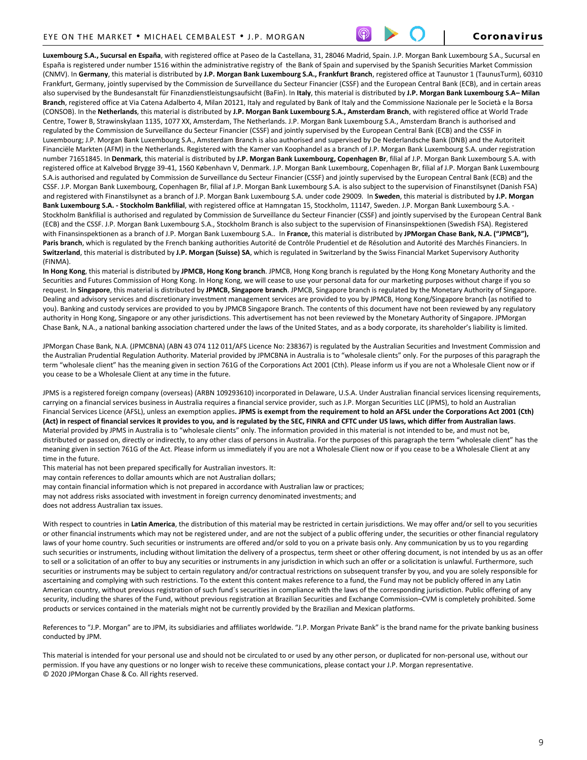**Luxembourg S.A., Sucursal en España**, with registered office at Paseo de la Castellana, 31, 28046 Madrid, Spain. J.P. Morgan Bank Luxembourg S.A., Sucursal en España is registered under number 1516 within the administrative registry of the Bank of Spain and supervised by the Spanish Securities Market Commission (CNMV). In **Germany**, this material is distributed by **J.P. Morgan Bank Luxembourg S.A., Frankfurt Branch**, registered office at Taunustor 1 (TaunusTurm), 60310 Frankfurt, Germany, jointly supervised by the Commission de Surveillance du Secteur Financier (CSSF) and the European Central Bank (ECB), and in certain areas also supervised by the Bundesanstalt für Finanzdienstleistungsaufsicht (BaFin). In **Italy**, this material is distributed by **J.P. Morgan Bank Luxembourg S.A– Milan Branch**, registered office at Via Catena Adalberto 4, Milan 20121, Italy and regulated by Bank of Italy and the Commissione Nazionale per le Società e la Borsa (CONSOB). In the **Netherlands**, this material is distributed by **J.P. Morgan Bank Luxembourg S.A., Amsterdam Branch**, with registered office at World Trade Centre, Tower B, Strawinskylaan 1135, 1077 XX, Amsterdam, The Netherlands. J.P. Morgan Bank Luxembourg S.A., Amsterdam Branch is authorised and regulated by the Commission de Surveillance du Secteur Financier (CSSF) and jointly supervised by the European Central Bank (ECB) and the CSSF in Luxembourg; J.P. Morgan Bank Luxembourg S.A., Amsterdam Branch is also authorised and supervised by De Nederlandsche Bank (DNB) and the Autoriteit Financiële Markten (AFM) in the Netherlands. Registered with the Kamer van Koophandel as a branch of J.P. Morgan Bank Luxembourg S.A. under registration number 71651845. In **Denmark**, this material is distributed by **J.P. Morgan Bank Luxembourg, Copenhagen Br**, filial af J.P. Morgan Bank Luxembourg S.A. with registered office at Kalvebod Brygge 39-41, 1560 København V, Denmark. J.P. Morgan Bank Luxembourg, Copenhagen Br, filial af J.P. Morgan Bank Luxembourg S.A.is authorised and regulated by Commission de Surveillance du Secteur Financier (CSSF) and jointly supervised by the European Central Bank (ECB) and the CSSF. J.P. Morgan Bank Luxembourg, Copenhagen Br, filial af J.P. Morgan Bank Luxembourg S.A. is also subject to the supervision of Finanstilsynet (Danish FSA) and registered with Finanstilsynet as a branch of J.P. Morgan Bank Luxembourg S.A. under code 29009. In **Sweden**, this material is distributed by **J.P. Morgan Bank Luxembourg S.A. - Stockholm Bankfilial**, with registered office at Hamngatan 15, Stockholm, 11147, Sweden. J.P. Morgan Bank Luxembourg S.A. - Stockholm Bankfilial is authorised and regulated by Commission de Surveillance du Secteur Financier (CSSF) and jointly supervised by the European Central Bank (ECB) and the CSSF. J.P. Morgan Bank Luxembourg S.A., Stockholm Branch is also subject to the supervision of Finansinspektionen (Swedish FSA). Registered with Finansinspektionen as a branch of J.P. Morgan Bank Luxembourg S.A.. In **France,** this material is distributed by **JPMorgan Chase Bank, N.A. ("JPMCB"), Paris branch**, which is regulated by the French banking authorities Autorité de Contrôle Prudentiel et de Résolution and Autorité des Marchés Financiers. In **Switzerland**, this material is distributed by **J.P. Morgan (Suisse) SA**, which is regulated in Switzerland by the Swiss Financial Market Supervisory Authority (FINMA).

**In Hong Kong**, this material is distributed by **JPMCB, Hong Kong branch**. JPMCB, Hong Kong branch is regulated by the Hong Kong Monetary Authority and the Securities and Futures Commission of Hong Kong. In Hong Kong, we will cease to use your personal data for our marketing purposes without charge if you so request. In **Singapore**, this material is distributed by **JPMCB, Singapore branch**. JPMCB, Singapore branch is regulated by the Monetary Authority of Singapore. Dealing and advisory services and discretionary investment management services are provided to you by JPMCB, Hong Kong/Singapore branch (as notified to you). Banking and custody services are provided to you by JPMCB Singapore Branch. The contents of this document have not been reviewed by any regulatory authority in Hong Kong, Singapore or any other jurisdictions. This advertisement has not been reviewed by the Monetary Authority of Singapore. JPMorgan Chase Bank, N.A., a national banking association chartered under the laws of the United States, and as a body corporate, its shareholder's liability is limited.

JPMorgan Chase Bank, N.A. (JPMCBNA) (ABN 43 074 112 011/AFS Licence No: 238367) is regulated by the Australian Securities and Investment Commission and the Australian Prudential Regulation Authority. Material provided by JPMCBNA in Australia is to "wholesale clients" only. For the purposes of this paragraph the term "wholesale client" has the meaning given in section 761G of the Corporations Act 2001 (Cth). Please inform us if you are not a Wholesale Client now or if you cease to be a Wholesale Client at any time in the future.

JPMS is a registered foreign company (overseas) (ARBN 109293610) incorporated in Delaware, U.S.A. Under Australian financial services licensing requirements, carrying on a financial services business in Australia requires a financial service provider, such as J.P. Morgan Securities LLC (JPMS), to hold an Australian Financial Services Licence (AFSL), unless an exemption applies**. JPMS is exempt from the requirement to hold an AFSL under the Corporations Act 2001 (Cth) (Act) in respect of financial services it provides to you, and is regulated by the SEC, FINRA and CFTC under US laws, which differ from Australian laws**. Material provided by JPMS in Australia is to "wholesale clients" only. The information provided in this material is not intended to be, and must not be, distributed or passed on, directly or indirectly, to any other class of persons in Australia. For the purposes of this paragraph the term "wholesale client" has the meaning given in section 761G of the Act. Please inform us immediately if you are not a Wholesale Client now or if you cease to be a Wholesale Client at any time in the future.
This material has not been prepared specifically for Australian investors. It:
may contain references to dollar amounts which are not Australian dollars;
may contain financial information which is not prepared in accordance with Australian law or practices;
may not address risks associated with investment in foreign currency denominated investments; and
does not address Australian tax issues.

With respect to countries in **Latin America**, the distribution of this material may be restricted in certain jurisdictions. We may offer and/or sell to you securities or other financial instruments which may not be registered under, and are not the subject of a public offering under, the securities or other financial regulatory laws of your home country. Such securities or instruments are offered and/or sold to you on a private basis only. Any communication by us to you regarding such securities or instruments, including without limitation the delivery of a prospectus, term sheet or other offering document, is not intended by us as an offer to sell or a solicitation of an offer to buy any securities or instruments in any jurisdiction in which such an offer or a solicitation is unlawful. Furthermore, such securities or instruments may be subject to certain regulatory and/or contractual restrictions on subsequent transfer by you, and you are solely responsible for ascertaining and complying with such restrictions. To the extent this content makes reference to a fund, the Fund may not be publicly offered in any Latin American country, without previous registration of such fund´s securities in compliance with the laws of the corresponding jurisdiction. Public offering of any security, including the shares of the Fund, without previous registration at Brazilian Securities and Exchange Commission–CVM is completely prohibited. Some products or services contained in the materials might not be currently provided by the Brazilian and Mexican platforms.

References to "J.P. Morgan" are to JPM, its subsidiaries and affiliates worldwide. "J.P. Morgan Private Bank" is the brand name for the private banking business conducted by JPM.

This material is intended for your personal use and should not be circulated to or used by any other person, or duplicated for non-personal use, without our permission. If you have any questions or no longer wish to receive these communications, please contact your J.P. Morgan representative.
© 2020 JPMorgan Chase & Co. All rights reserved.